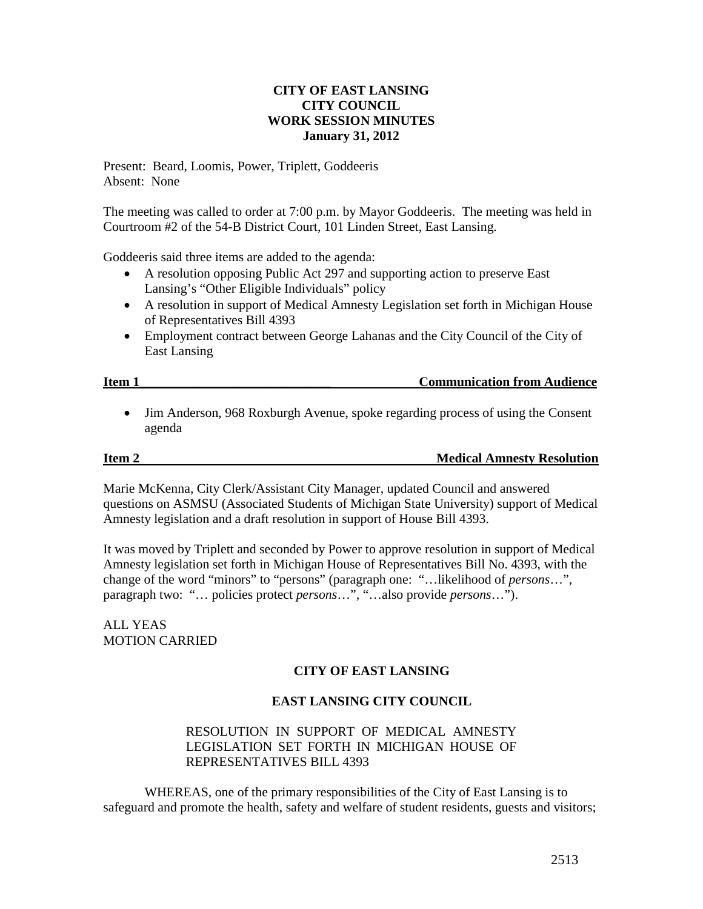**CITY OF EAST LANSING**
**CITY COUNCIL**
**WORK SESSION MINUTES**
**January 31, 2012**

Present: Beard, Loomis, Power, Triplett, Goddeeris
Absent: None

The meeting was called to order at 7:00 p.m. by Mayor Goddeeris. The meeting was held in Courtroom #2 of the 54-B District Court, 101 Linden Street, East Lansing.

Goddeeris said three items are added to the agenda:

- A resolution opposing Public Act 297 and supporting action to preserve East Lansing's "Other Eligible Individuals" policy
- A resolution in support of Medical Amnesty Legislation set forth in Michigan House of Representatives Bill 4393
- Employment contract between George Lahanas and the City Council of the City of East Lansing

**Item 1 — Communication from Audience**

- Jim Anderson, 968 Roxburgh Avenue, spoke regarding process of using the Consent agenda

**Item 2 — Medical Amnesty Resolution**

Marie McKenna, City Clerk/Assistant City Manager, updated Council and answered questions on ASMSU (Associated Students of Michigan State University) support of Medical Amnesty legislation and a draft resolution in support of House Bill 4393.

It was moved by Triplett and seconded by Power to approve resolution in support of Medical Amnesty legislation set forth in Michigan House of Representatives Bill No. 4393, with the change of the word "minors" to "persons" (paragraph one: "…likelihood of *persons*…", paragraph two: "… policies protect *persons*…", "…also provide *persons*…").

ALL YEAS
MOTION CARRIED

**CITY OF EAST LANSING**

**EAST LANSING CITY COUNCIL**

RESOLUTION IN SUPPORT OF MEDICAL AMNESTY LEGISLATION SET FORTH IN MICHIGAN HOUSE OF REPRESENTATIVES BILL 4393

WHEREAS, one of the primary responsibilities of the City of East Lansing is to safeguard and promote the health, safety and welfare of student residents, guests and visitors;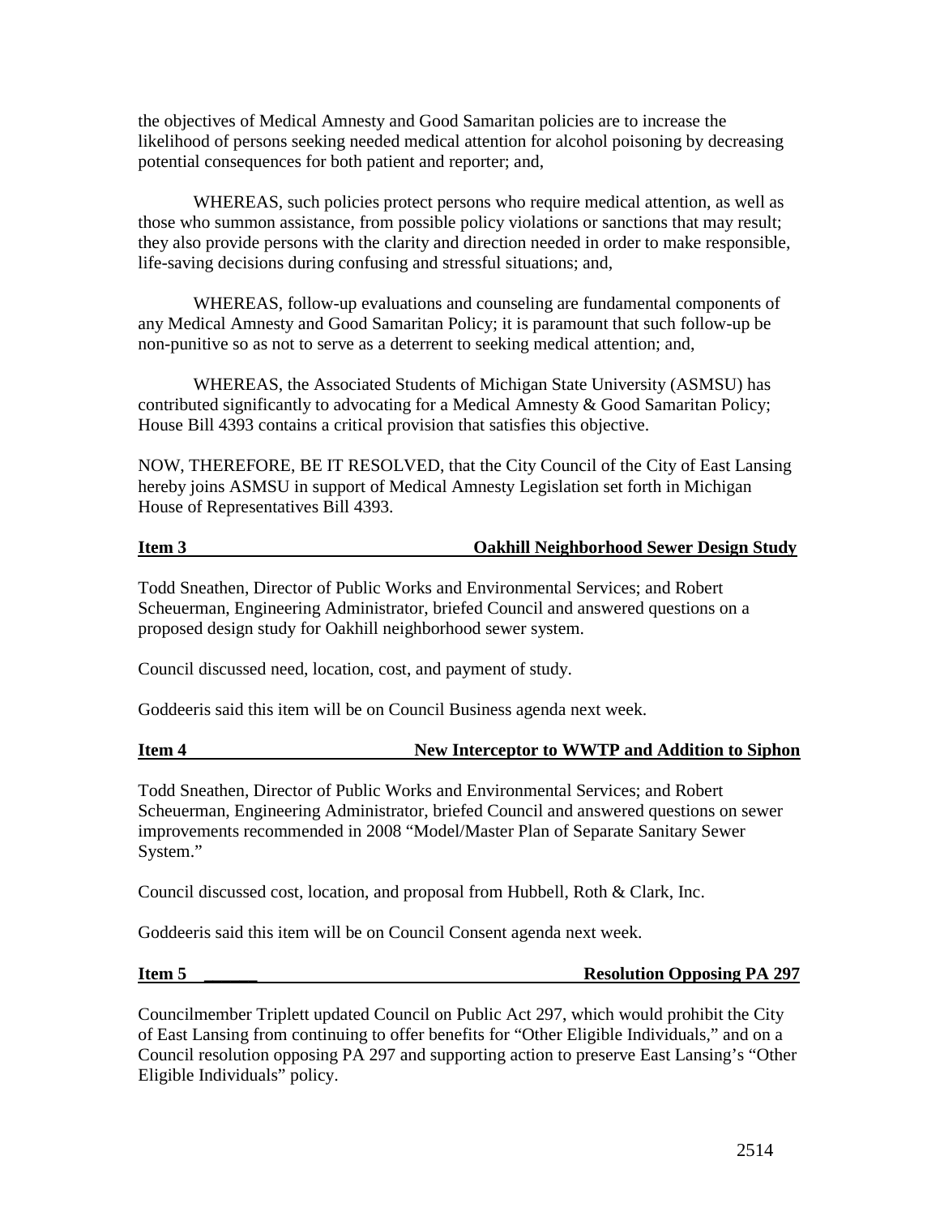the objectives of Medical Amnesty and Good Samaritan policies are to increase the likelihood of persons seeking needed medical attention for alcohol poisoning by decreasing potential consequences for both patient and reporter; and,

WHEREAS, such policies protect persons who require medical attention, as well as those who summon assistance, from possible policy violations or sanctions that may result; they also provide persons with the clarity and direction needed in order to make responsible, life-saving decisions during confusing and stressful situations; and,

WHEREAS, follow-up evaluations and counseling are fundamental components of any Medical Amnesty and Good Samaritan Policy; it is paramount that such follow-up be non-punitive so as not to serve as a deterrent to seeking medical attention; and,

WHEREAS, the Associated Students of Michigan State University (ASMSU) has contributed significantly to advocating for a Medical Amnesty & Good Samaritan Policy; House Bill 4393 contains a critical provision that satisfies this objective.

NOW, THEREFORE, BE IT RESOLVED, that the City Council of the City of East Lansing hereby joins ASMSU in support of Medical Amnesty Legislation set forth in Michigan House of Representatives Bill 4393.

**Item 3 — Oakhill Neighborhood Sewer Design Study**

Todd Sneathen, Director of Public Works and Environmental Services; and Robert Scheuerman, Engineering Administrator, briefed Council and answered questions on a proposed design study for Oakhill neighborhood sewer system.

Council discussed need, location, cost, and payment of study.

Goddeeris said this item will be on Council Business agenda next week.

**Item 4 — New Interceptor to WWTP and Addition to Siphon**

Todd Sneathen, Director of Public Works and Environmental Services; and Robert Scheuerman, Engineering Administrator, briefed Council and answered questions on sewer improvements recommended in 2008 "Model/Master Plan of Separate Sanitary Sewer System."

Council discussed cost, location, and proposal from Hubbell, Roth & Clark, Inc.

Goddeeris said this item will be on Council Consent agenda next week.

**Item 5 — Resolution Opposing PA 297**

Councilmember Triplett updated Council on Public Act 297, which would prohibit the City of East Lansing from continuing to offer benefits for "Other Eligible Individuals," and on a Council resolution opposing PA 297 and supporting action to preserve East Lansing's "Other Eligible Individuals" policy.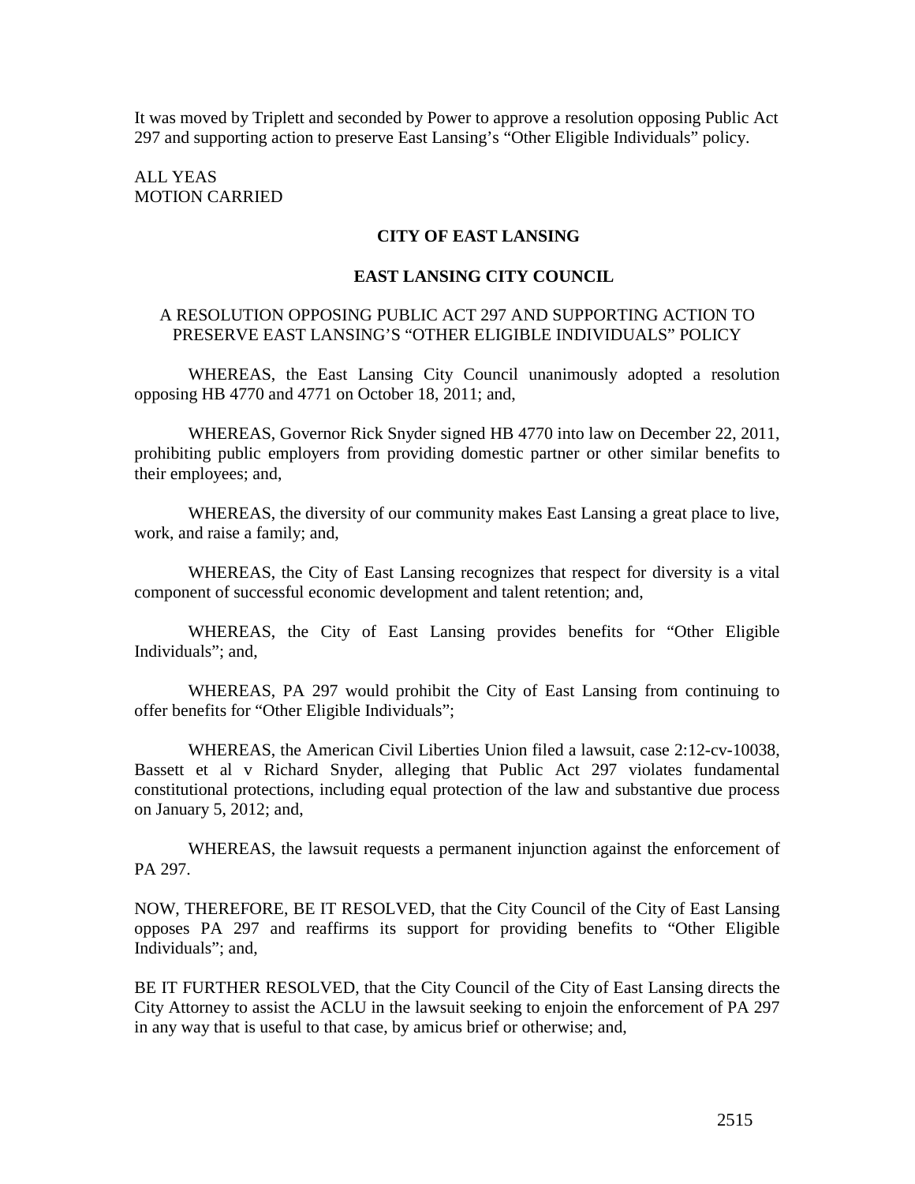It was moved by Triplett and seconded by Power to approve a resolution opposing Public Act 297 and supporting action to preserve East Lansing's "Other Eligible Individuals" policy.

ALL YEAS
MOTION CARRIED

**CITY OF EAST LANSING**

**EAST LANSING CITY COUNCIL**

A RESOLUTION OPPOSING PUBLIC ACT 297 AND SUPPORTING ACTION TO PRESERVE EAST LANSING'S "OTHER ELIGIBLE INDIVIDUALS" POLICY

WHEREAS, the East Lansing City Council unanimously adopted a resolution opposing HB 4770 and 4771 on October 18, 2011; and,

WHEREAS, Governor Rick Snyder signed HB 4770 into law on December 22, 2011, prohibiting public employers from providing domestic partner or other similar benefits to their employees; and,

WHEREAS, the diversity of our community makes East Lansing a great place to live, work, and raise a family; and,

WHEREAS, the City of East Lansing recognizes that respect for diversity is a vital component of successful economic development and talent retention; and,

WHEREAS, the City of East Lansing provides benefits for "Other Eligible Individuals"; and,

WHEREAS, PA 297 would prohibit the City of East Lansing from continuing to offer benefits for "Other Eligible Individuals";

WHEREAS, the American Civil Liberties Union filed a lawsuit, case 2:12-cv-10038, Bassett et al v Richard Snyder, alleging that Public Act 297 violates fundamental constitutional protections, including equal protection of the law and substantive due process on January 5, 2012; and,

WHEREAS, the lawsuit requests a permanent injunction against the enforcement of PA 297.

NOW, THEREFORE, BE IT RESOLVED, that the City Council of the City of East Lansing opposes PA 297 and reaffirms its support for providing benefits to "Other Eligible Individuals"; and,

BE IT FURTHER RESOLVED, that the City Council of the City of East Lansing directs the City Attorney to assist the ACLU in the lawsuit seeking to enjoin the enforcement of PA 297 in any way that is useful to that case, by amicus brief or otherwise; and,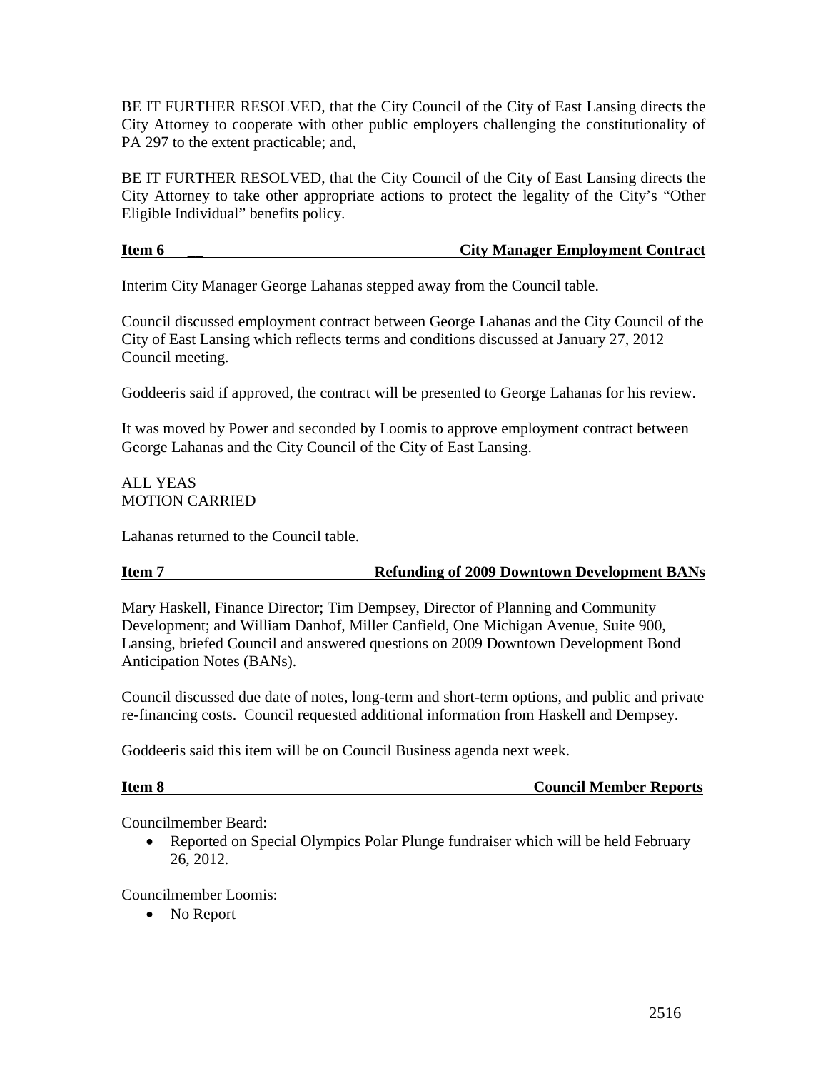BE IT FURTHER RESOLVED, that the City Council of the City of East Lansing directs the City Attorney to cooperate with other public employers challenging the constitutionality of PA 297 to the extent practicable; and,

BE IT FURTHER RESOLVED, that the City Council of the City of East Lansing directs the City Attorney to take other appropriate actions to protect the legality of the City's "Other Eligible Individual" benefits policy.

**Item 6 — City Manager Employment Contract**

Interim City Manager George Lahanas stepped away from the Council table.

Council discussed employment contract between George Lahanas and the City Council of the City of East Lansing which reflects terms and conditions discussed at January 27, 2012 Council meeting.

Goddeeris said if approved, the contract will be presented to George Lahanas for his review.

It was moved by Power and seconded by Loomis to approve employment contract between George Lahanas and the City Council of the City of East Lansing.

ALL YEAS
MOTION CARRIED

Lahanas returned to the Council table.

**Item 7 — Refunding of 2009 Downtown Development BANs**

Mary Haskell, Finance Director; Tim Dempsey, Director of Planning and Community Development; and William Danhof, Miller Canfield, One Michigan Avenue, Suite 900, Lansing, briefed Council and answered questions on 2009 Downtown Development Bond Anticipation Notes (BANs).

Council discussed due date of notes, long-term and short-term options, and public and private re-financing costs. Council requested additional information from Haskell and Dempsey.

Goddeeris said this item will be on Council Business agenda next week.

**Item 8 — Council Member Reports**

Councilmember Beard:

- Reported on Special Olympics Polar Plunge fundraiser which will be held February 26, 2012.

Councilmember Loomis:

- No Report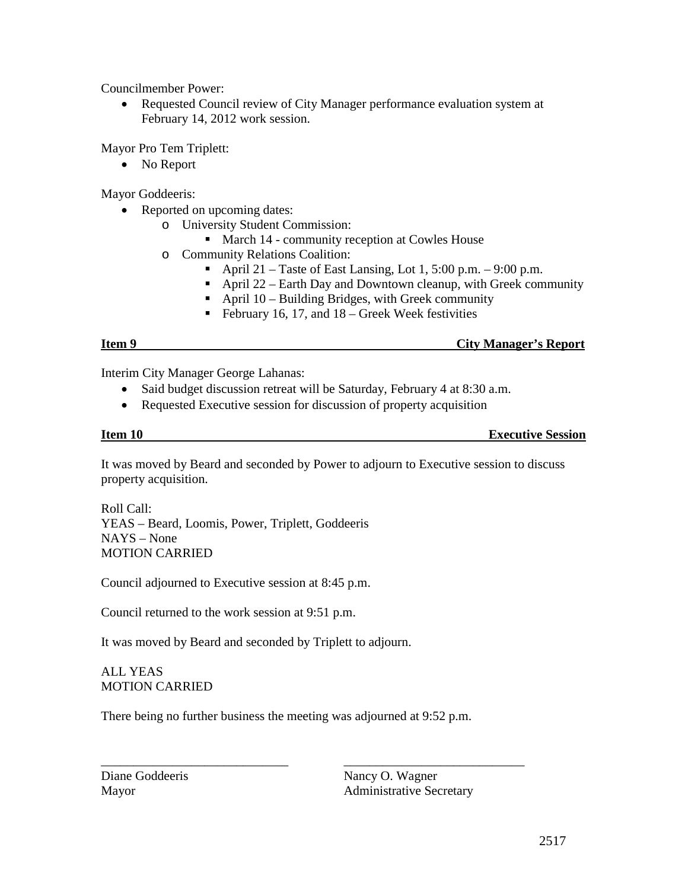Councilmember Power:

- Requested Council review of City Manager performance evaluation system at February 14, 2012 work session.

Mayor Pro Tem Triplett:

- No Report

Mayor Goddeeris:

- Reported on upcoming dates:
  - University Student Commission:
    - March 14 - community reception at Cowles House
  - Community Relations Coalition:
    - April 21 – Taste of East Lansing, Lot 1, 5:00 p.m. – 9:00 p.m.
    - April 22 – Earth Day and Downtown cleanup, with Greek community
    - April 10 – Building Bridges, with Greek community
    - February 16, 17, and 18 – Greek Week festivities

**Item 9 City Manager's Report**

Interim City Manager George Lahanas:

- Said budget discussion retreat will be Saturday, February 4 at 8:30 a.m.
- Requested Executive session for discussion of property acquisition

**Item 10 Executive Session**

It was moved by Beard and seconded by Power to adjourn to Executive session to discuss property acquisition.

Roll Call:
YEAS – Beard, Loomis, Power, Triplett, Goddeeris
NAYS – None
MOTION CARRIED

Council adjourned to Executive session at 8:45 p.m.

Council returned to the work session at 9:51 p.m.

It was moved by Beard and seconded by Triplett to adjourn.

ALL YEAS
MOTION CARRIED

There being no further business the meeting was adjourned at 9:52 p.m.

| | |
|---|---|
| _____________________________ | _____________________________ |
| Diane Goddeeris | Nancy O. Wagner |
| Mayor | Administrative Secretary |